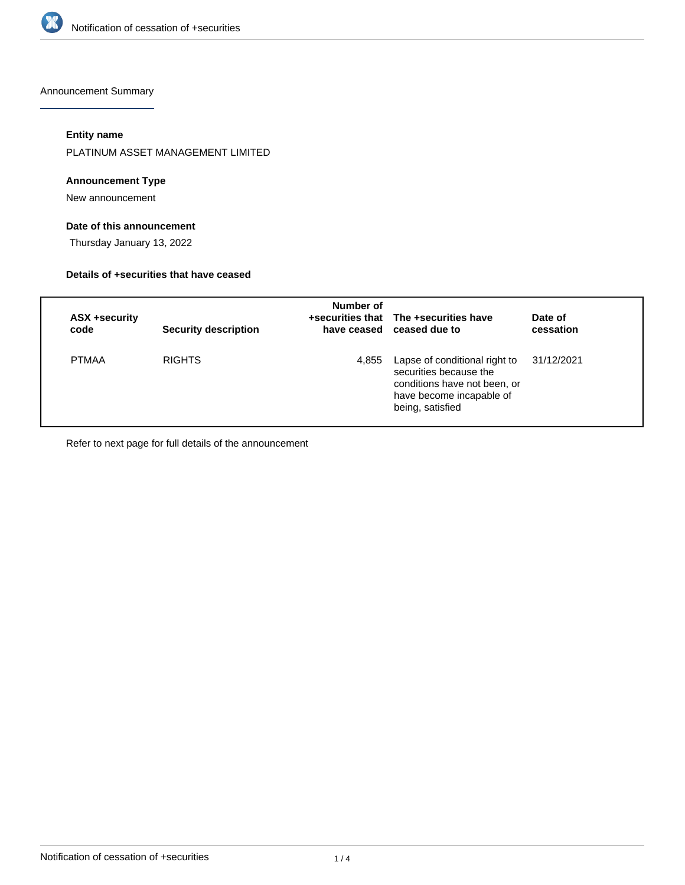Announcement Summary

#### Entity name

PLATINUM ASSET MANAGEMENT LIMITED

#### Announcement Type

New announcement

#### Date of this announcement

Thursday January 13, 2022

#### Details of +securities that have ceased

| ASX +security code | Security description | Number of +securities that have ceased | The +securities have ceased due to | Date of cessation |
|---|---|---|---|---|
| PTMAA | RIGHTS | 4,855 | Lapse of conditional right to securities because the conditions have not been, or have become incapable of being, satisfied | 31/12/2021 |

Refer to next page for full details of the announcement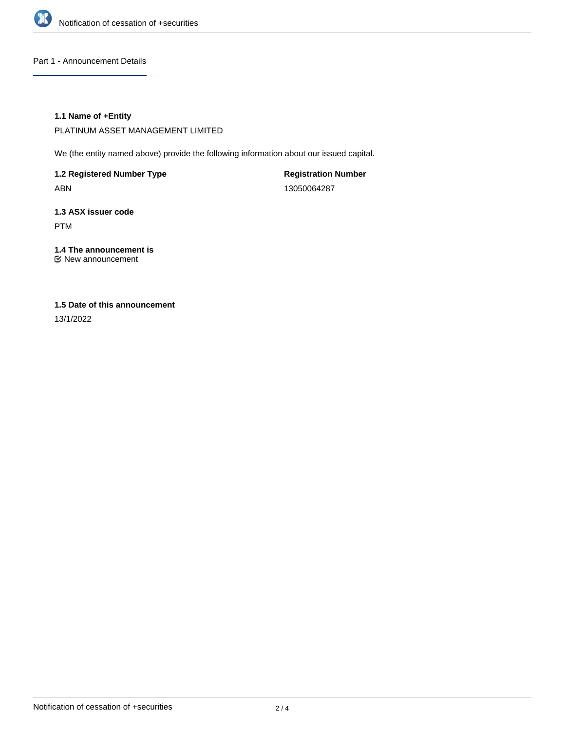## Part 1 - Announcement Details

### 1.1 Name of +Entity

PLATINUM ASSET MANAGEMENT LIMITED

We (the entity named above) provide the following information about our issued capital.

| 1.2 Registered Number Type | Registration Number |
| --- | --- |
| ABN | 13050064287 |

### 1.3 ASX issuer code

PTM

### 1.4 The announcement is

☑ New announcement

### 1.5 Date of this announcement

13/1/2022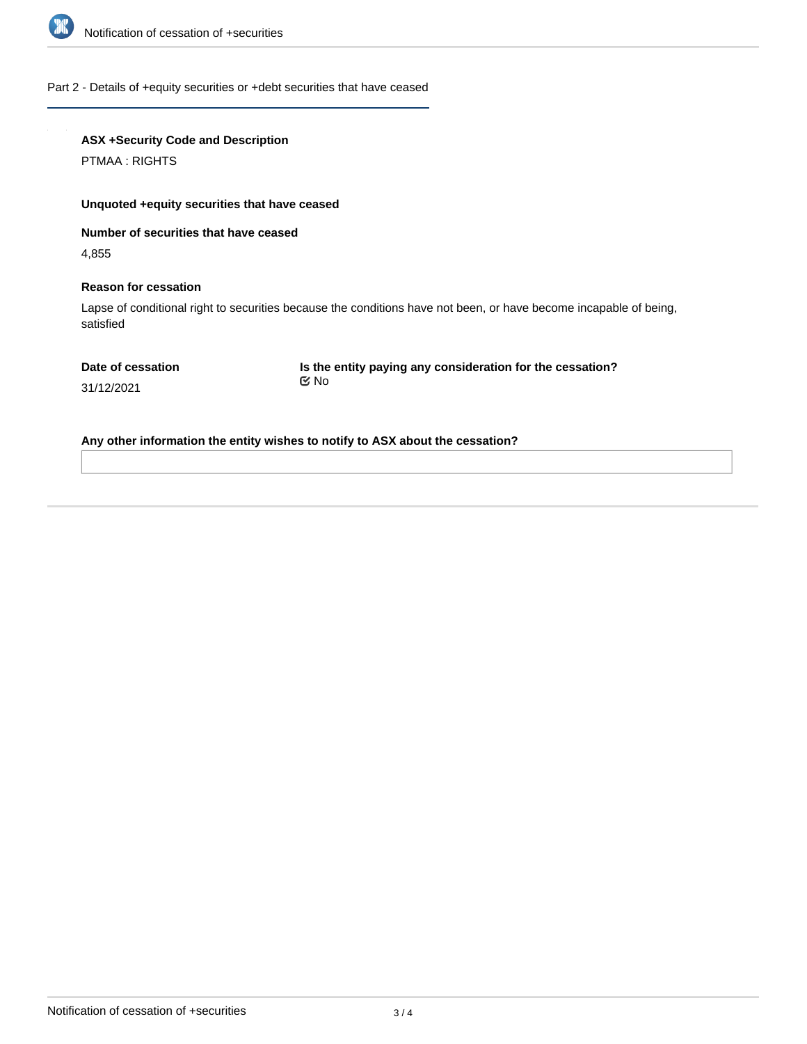## Part 2 - Details of +equity securities or +debt securities that have ceased

**ASX +Security Code and Description**

PTMAA : RIGHTS

**Unquoted +equity securities that have ceased**

**Number of securities that have ceased**

4,855

**Reason for cessation**

Lapse of conditional right to securities because the conditions have not been, or have become incapable of being, satisfied

**Date of cessation**

31/12/2021

**Is the entity paying any consideration for the cessation?**

No

**Any other information the entity wishes to notify to ASX about the cessation?**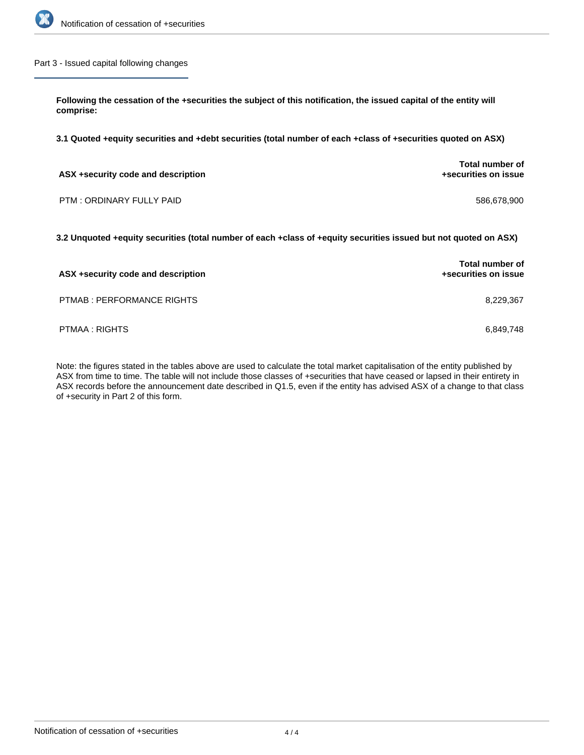## Part 3 - Issued capital following changes

**Following the cessation of the +securities the subject of this notification, the issued capital of the entity will comprise:**

**3.1 Quoted +equity securities and +debt securities (total number of each +class of +securities quoted on ASX)**

| ASX +security code and description | Total number of +securities on issue |
| --- | --- |
| PTM : ORDINARY FULLY PAID | 586,678,900 |

**3.2 Unquoted +equity securities (total number of each +class of +equity securities issued but not quoted on ASX)**

| ASX +security code and description | Total number of +securities on issue |
| --- | --- |
| PTMAB : PERFORMANCE RIGHTS | 8,229,367 |
| PTMAA : RIGHTS | 6,849,748 |

Note: the figures stated in the tables above are used to calculate the total market capitalisation of the entity published by ASX from time to time. The table will not include those classes of +securities that have ceased or lapsed in their entirety in ASX records before the announcement date described in Q1.5, even if the entity has advised ASX of a change to that class of +security in Part 2 of this form.